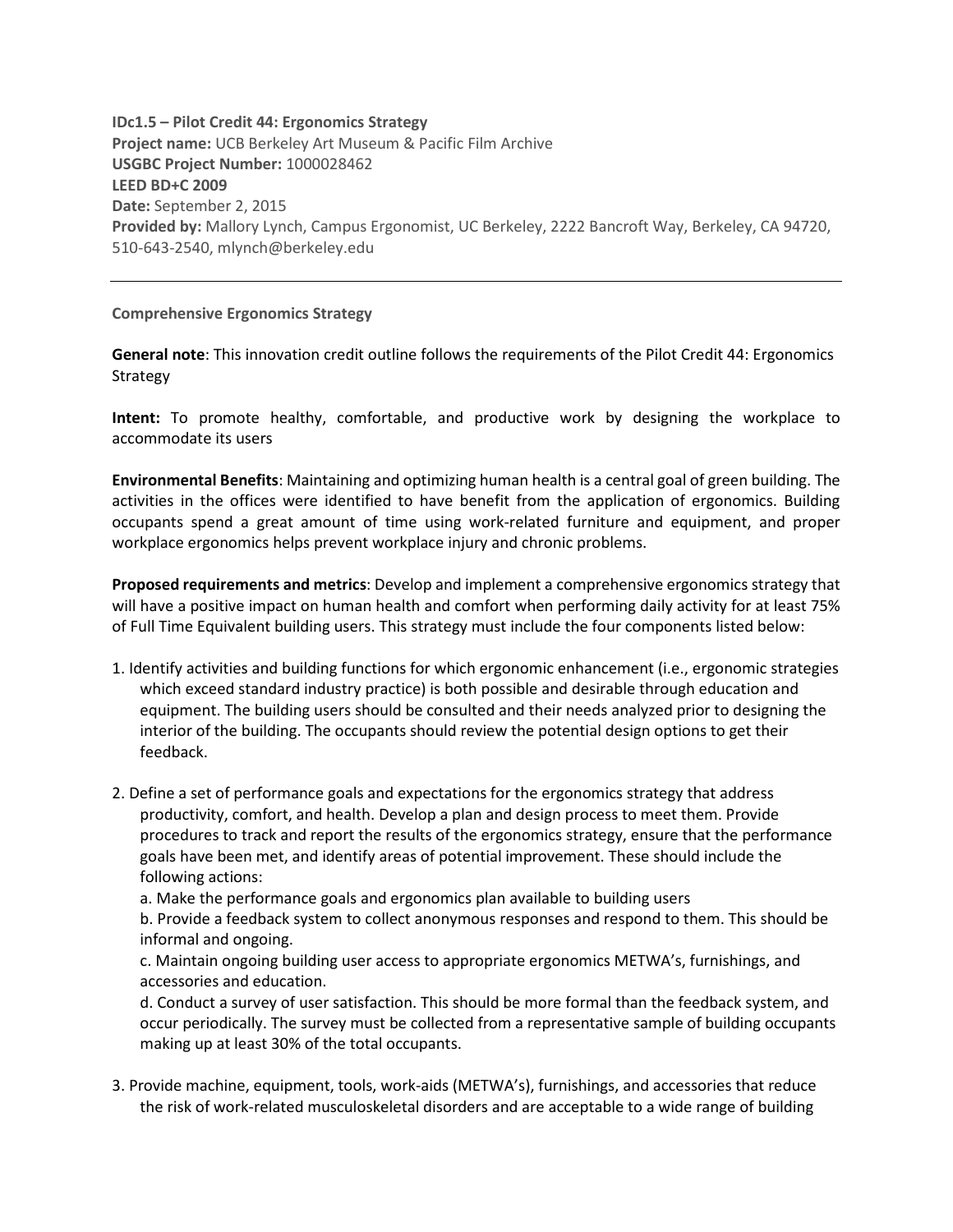**IDc1.5 – Pilot Credit 44: Ergonomics Strategy**
**Project name:** UCB Berkeley Art Museum & Pacific Film Archive
**USGBC Project Number:** 1000028462
**LEED BD+C 2009**
**Date:** September 2, 2015
**Provided by:** Mallory Lynch, Campus Ergonomist, UC Berkeley, 2222 Bancroft Way, Berkeley, CA 94720, 510-643-2540, mlynch@berkeley.edu

---

**Comprehensive Ergonomics Strategy**

**General note**: This innovation credit outline follows the requirements of the Pilot Credit 44: Ergonomics Strategy

**Intent:** To promote healthy, comfortable, and productive work by designing the workplace to accommodate its users

**Environmental Benefits**: Maintaining and optimizing human health is a central goal of green building. The activities in the offices were identified to have benefit from the application of ergonomics. Building occupants spend a great amount of time using work-related furniture and equipment, and proper workplace ergonomics helps prevent workplace injury and chronic problems.

**Proposed requirements and metrics**: Develop and implement a comprehensive ergonomics strategy that will have a positive impact on human health and comfort when performing daily activity for at least 75% of Full Time Equivalent building users. This strategy must include the four components listed below:

1. Identify activities and building functions for which ergonomic enhancement (i.e., ergonomic strategies which exceed standard industry practice) is both possible and desirable through education and equipment. The building users should be consulted and their needs analyzed prior to designing the interior of the building. The occupants should review the potential design options to get their feedback.

2. Define a set of performance goals and expectations for the ergonomics strategy that address productivity, comfort, and health. Develop a plan and design process to meet them. Provide procedures to track and report the results of the ergonomics strategy, ensure that the performance goals have been met, and identify areas of potential improvement. These should include the following actions:
   a. Make the performance goals and ergonomics plan available to building users
   b. Provide a feedback system to collect anonymous responses and respond to them. This should be informal and ongoing.
   c. Maintain ongoing building user access to appropriate ergonomics METWA's, furnishings, and accessories and education.
   d. Conduct a survey of user satisfaction. This should be more formal than the feedback system, and occur periodically. The survey must be collected from a representative sample of building occupants making up at least 30% of the total occupants.

3. Provide machine, equipment, tools, work-aids (METWA's), furnishings, and accessories that reduce the risk of work-related musculoskeletal disorders and are acceptable to a wide range of building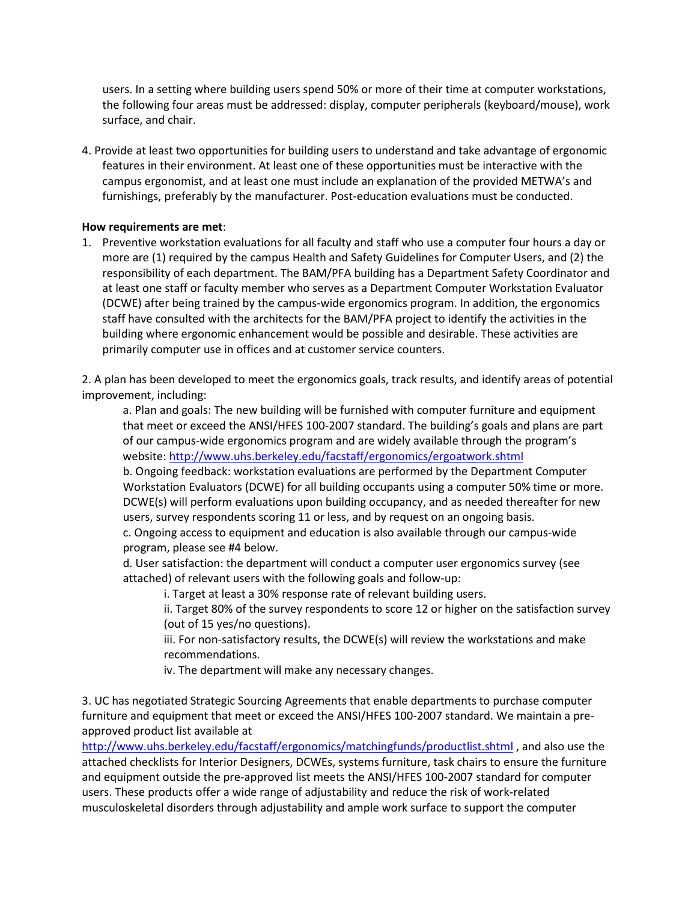users. In a setting where building users spend 50% or more of their time at computer workstations, the following four areas must be addressed: display, computer peripherals (keyboard/mouse), work surface, and chair.

4. Provide at least two opportunities for building users to understand and take advantage of ergonomic features in their environment. At least one of these opportunities must be interactive with the campus ergonomist, and at least one must include an explanation of the provided METWA's and furnishings, preferably by the manufacturer. Post-education evaluations must be conducted.

**How requirements are met**:

1. Preventive workstation evaluations for all faculty and staff who use a computer four hours a day or more are (1) required by the campus Health and Safety Guidelines for Computer Users, and (2) the responsibility of each department. The BAM/PFA building has a Department Safety Coordinator and at least one staff or faculty member who serves as a Department Computer Workstation Evaluator (DCWE) after being trained by the campus-wide ergonomics program. In addition, the ergonomics staff have consulted with the architects for the BAM/PFA project to identify the activities in the building where ergonomic enhancement would be possible and desirable. These activities are primarily computer use in offices and at customer service counters.

2. A plan has been developed to meet the ergonomics goals, track results, and identify areas of potential improvement, including:

   a. Plan and goals: The new building will be furnished with computer furniture and equipment that meet or exceed the ANSI/HFES 100-2007 standard. The building's goals and plans are part of our campus-wide ergonomics program and are widely available through the program's website: http://www.uhs.berkeley.edu/facstaff/ergonomics/ergoatwork.shtml

   b. Ongoing feedback: workstation evaluations are performed by the Department Computer Workstation Evaluators (DCWE) for all building occupants using a computer 50% time or more. DCWE(s) will perform evaluations upon building occupancy, and as needed thereafter for new users, survey respondents scoring 11 or less, and by request on an ongoing basis.

   c. Ongoing access to equipment and education is also available through our campus-wide program, please see #4 below.

   d. User satisfaction: the department will conduct a computer user ergonomics survey (see attached) of relevant users with the following goals and follow-up:

      i. Target at least a 30% response rate of relevant building users.

      ii. Target 80% of the survey respondents to score 12 or higher on the satisfaction survey (out of 15 yes/no questions).

      iii. For non-satisfactory results, the DCWE(s) will review the workstations and make recommendations.

      iv. The department will make any necessary changes.

3. UC has negotiated Strategic Sourcing Agreements that enable departments to purchase computer furniture and equipment that meet or exceed the ANSI/HFES 100-2007 standard. We maintain a pre-approved product list available at http://www.uhs.berkeley.edu/facstaff/ergonomics/matchingfunds/productlist.shtml , and also use the attached checklists for Interior Designers, DCWEs, systems furniture, task chairs to ensure the furniture and equipment outside the pre-approved list meets the ANSI/HFES 100-2007 standard for computer users. These products offer a wide range of adjustability and reduce the risk of work-related musculoskeletal disorders through adjustability and ample work surface to support the computer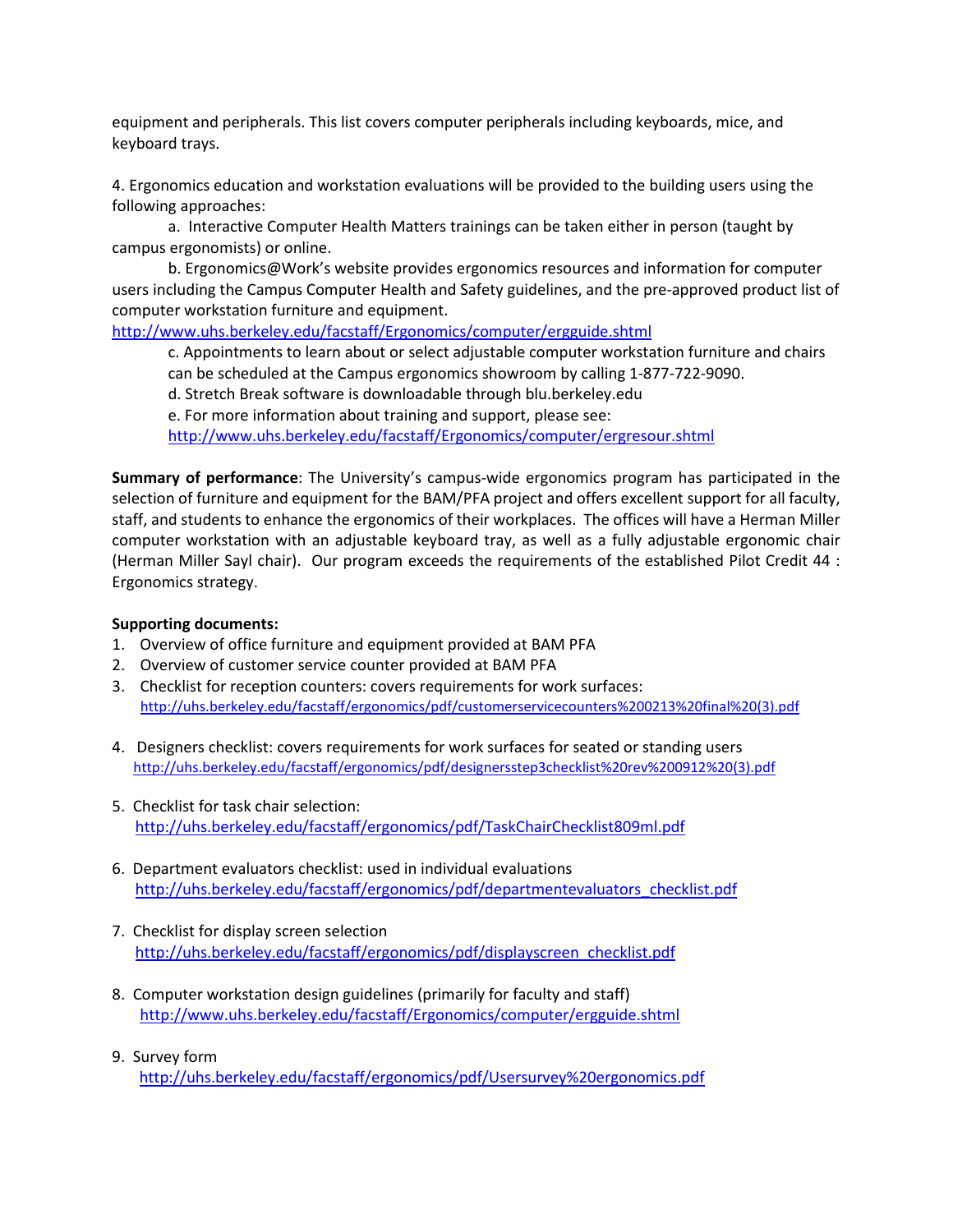equipment and peripherals. This list covers computer peripherals including keyboards, mice, and keyboard trays.

4. Ergonomics education and workstation evaluations will be provided to the building users using the following approaches:

   a. Interactive Computer Health Matters trainings can be taken either in person (taught by campus ergonomists) or online.

   b. Ergonomics@Work's website provides ergonomics resources and information for computer users including the Campus Computer Health and Safety guidelines, and the pre-approved product list of computer workstation furniture and equipment.
http://www.uhs.berkeley.edu/facstaff/Ergonomics/computer/ergguide.shtml

   c. Appointments to learn about or select adjustable computer workstation furniture and chairs can be scheduled at the Campus ergonomics showroom by calling 1-877-722-9090.

   d. Stretch Break software is downloadable through blu.berkeley.edu

   e. For more information about training and support, please see:
   http://www.uhs.berkeley.edu/facstaff/Ergonomics/computer/ergresour.shtml

**Summary of performance**: The University's campus-wide ergonomics program has participated in the selection of furniture and equipment for the BAM/PFA project and offers excellent support for all faculty, staff, and students to enhance the ergonomics of their workplaces. The offices will have a Herman Miller computer workstation with an adjustable keyboard tray, as well as a fully adjustable ergonomic chair (Herman Miller Sayl chair). Our program exceeds the requirements of the established Pilot Credit 44 : Ergonomics strategy.

**Supporting documents:**

1. Overview of office furniture and equipment provided at BAM PFA
2. Overview of customer service counter provided at BAM PFA
3. Checklist for reception counters: covers requirements for work surfaces:
   http://uhs.berkeley.edu/facstaff/ergonomics/pdf/customerservicecounters%200213%20final%20(3).pdf
4. Designers checklist: covers requirements for work surfaces for seated or standing users
   http://uhs.berkeley.edu/facstaff/ergonomics/pdf/designersstep3checklist%20rev%200912%20(3).pdf
5. Checklist for task chair selection:
   http://uhs.berkeley.edu/facstaff/ergonomics/pdf/TaskChairChecklist809ml.pdf
6. Department evaluators checklist: used in individual evaluations
   http://uhs.berkeley.edu/facstaff/ergonomics/pdf/departmentevaluators_checklist.pdf
7. Checklist for display screen selection
   http://uhs.berkeley.edu/facstaff/ergonomics/pdf/displayscreen_checklist.pdf
8. Computer workstation design guidelines (primarily for faculty and staff)
   http://www.uhs.berkeley.edu/facstaff/Ergonomics/computer/ergguide.shtml
9. Survey form
   http://uhs.berkeley.edu/facstaff/ergonomics/pdf/Usersurvey%20ergonomics.pdf